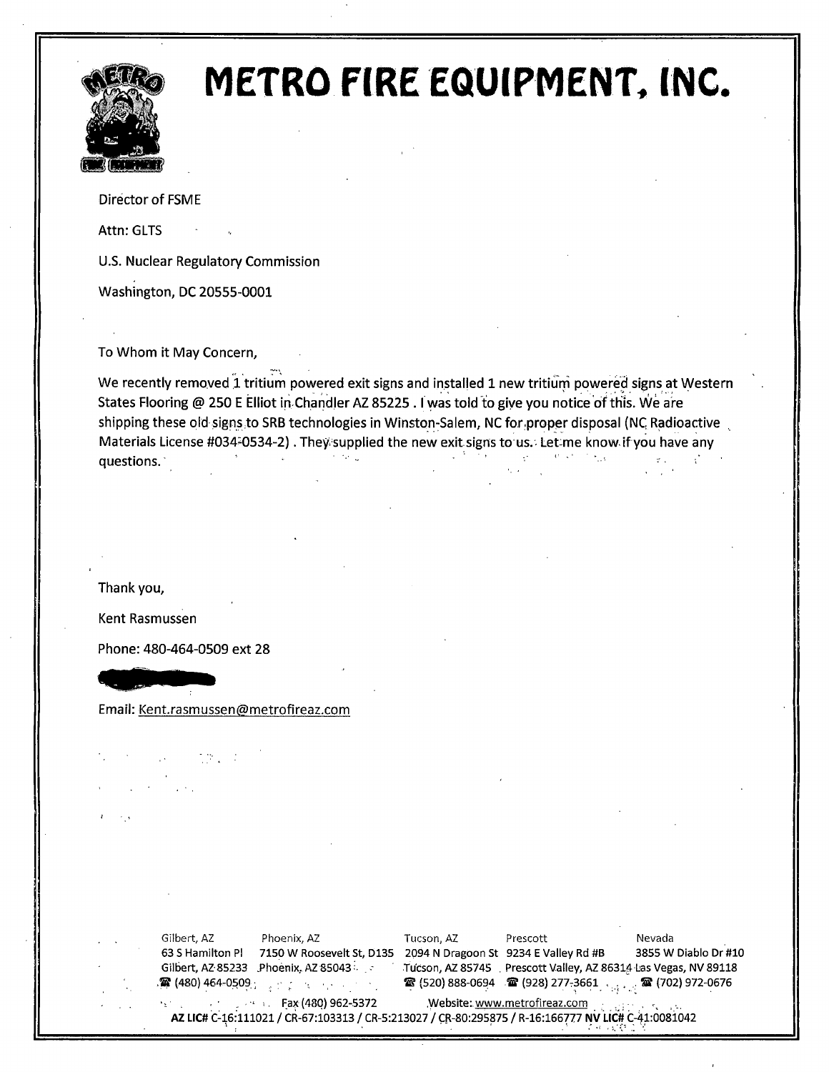# METRO FIRE EQUIPMENT, INC.

Director of FSME

Attn: GLTS

U.S. Nuclear Regulatory Commission

Washington, DC 20555-0001

To Whom it May Concern,

We recently removed 1 tritium powered exit signs and installed 1 new tritium powered signs at Western States Flooring @ 250 E Elliot in Chandler AZ 85225 . I was told to give you notice of this. We are shipping these old signs to SRB technologies in Winston-Salem, NC for proper disposal (NC Radioactive Materials License #034-0534-2) . They supplied the new exit signs to us. Let me know if you have any questions.

Thank you,

Kent Rasmussen

Phone: 480-464-0509 ext 28

Email: Kent.rasmussen@metrofireaz.com

| Gilbert, AZ | Phoenix, AZ | Tucson, AZ | Prescott | Nevada |
|---|---|---|---|---|
| 63 S Hamilton Pl | 7150 W Roosevelt St, D135 | 2094 N Dragoon St | 9234 E Valley Rd #B | 3855 W Diablo Dr #10 |
| Gilbert, AZ 85233 | Phoenix, AZ 85043 | Tucson, AZ 85745 | Prescott Valley, AZ 86314 | Las Vegas, NV 89118 |
| ☎ (480) 464-0509 | | ☎ (520) 888-0694 | ☎ (928) 277-3661 | ☎ (702) 972-0676 |

Fax (480) 962-5372 Website: www.metrofireaz.com

**AZ LIC#** C-16:111021 / CR-67:103313 / CR-5:213027 / CR-80:295875 / R-16:166777 **NV LIC#** C-41:0081042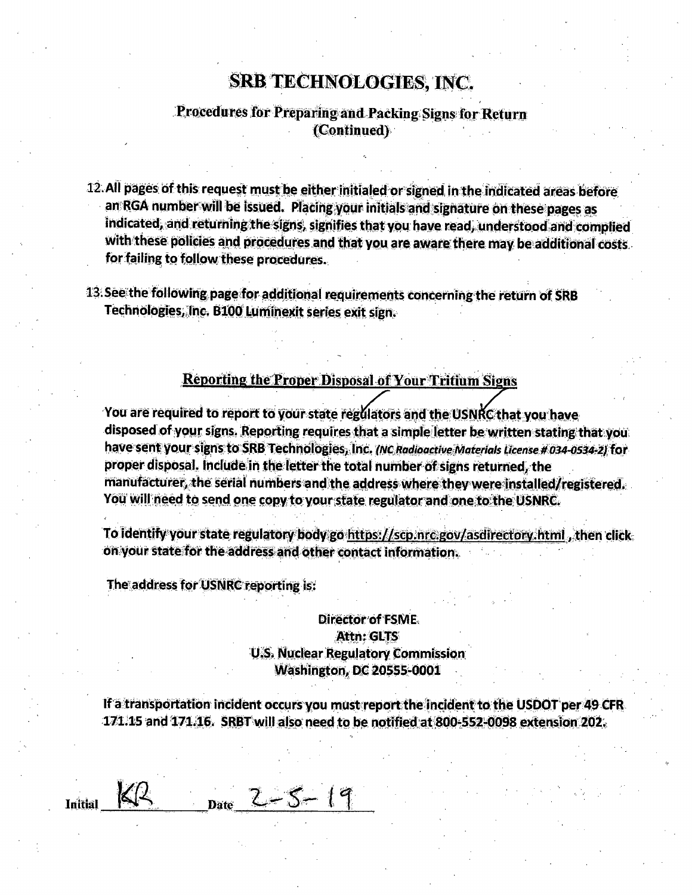# SRB TECHNOLOGIES, INC.

## Procedures for Preparing and Packing Signs for Return (Continued)

12. All pages of this request must be either initialed or signed in the indicated areas before an RGA number will be issued. Placing your initials and signature on these pages as indicated, and returning the signs, signifies that you have read, understood and complied with these policies and procedures and that you are aware there may be additional costs for failing to follow these procedures.

13. See the following page for additional requirements concerning the return of SRB Technologies, Inc. B100 Luminexit series exit sign.

### Reporting the Proper Disposal of Your Tritium Signs

You are required to report to your state regulators and the USNRC that you have disposed of your signs. Reporting requires that a simple letter be written stating that you have sent your signs to SRB Technologies, Inc. *(NC Radioactive Materials License # 034-0534-2)* for proper disposal. Include in the letter the total number of signs returned, the manufacturer, the serial numbers and the address where they were installed/registered. You will need to send one copy to your state regulator and one to the USNRC.

To identify your state regulatory body go https://scp.nrc.gov/asdirectory.html , then click on your state for the address and other contact information.

The address for USNRC reporting is:

Director of FSME  
Attn: GLTS  
U.S. Nuclear Regulatory Commission  
Washington, DC 20555-0001

If a transportation incident occurs you must report the incident to the USDOT per 49 CFR 171.15 and 171.16. SRBT will also need to be notified at 800-552-0098 extension 202.

Initial KR Date 2-5-19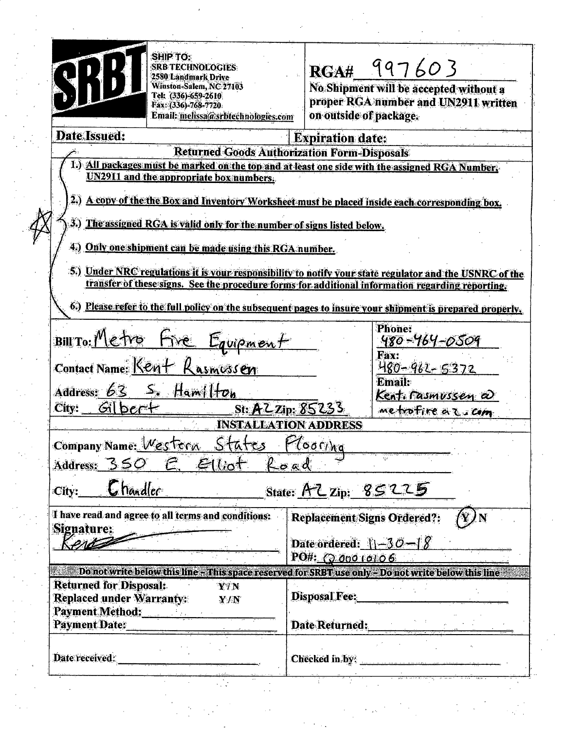**SRBT**

**SHIP TO:**
SRB TECHNOLOGIES
2580 Landmark Drive
Winston-Salem, NC 27103
Tel: (336)-659-2610
Fax: (336)-768-7720
Email: melissa@srbtechnologies.com

**RGA#** 997603

**No Shipment will be accepted without a proper RGA number and UN2911 written on outside of package.**

| **Date Issued:** | **Expiration date:** |
| --- | --- |

## Returned Goods Authorization Form-Disposals

1.) All packages must be marked on the top and at least one side with the assigned RGA Number, UN2911 and the appropriate box numbers.

2.) A copy of the the Box and Inventory Worksheet must be placed inside each corresponding box.

3.) The assigned RGA is valid only for the number of signs listed below.

4.) Only one shipment can be made using this RGA number.

5.) Under NRC regulations it is your responsibility to notify your state regulator and the USNRC of the transfer of these signs. See the procedure forms for additional information regarding reporting.

6.) Please refer to the full policy on the subsequent pages to insure your shipment is prepared properly.

**Bill To:** Metro Fire Equipment
**Contact Name:** Kent Rasmussen
**Address:** 63 S. Hamilton
**City:** Gilbert **St:** AZ **Zip:** 85233

**Phone:** 480-464-0509
**Fax:** 480-962-5372
**Email:** Kent.rasmussen@metrofireaz.com

### INSTALLATION ADDRESS

**Company Name:** Western States Flooring
**Address:** 350 E. Elliot Road
**City:** Chandler **State:** AZ **Zip:** 85225

**I have read and agree to all terms and conditions:**
**Signature:** Kent [signature]

**Replacement Signs Ordered?:** (Y) N
**Date ordered:** 11-30-18
**PO#:** Q00010106

**Do not write below this line - This space reserved for SRBT use only - Do not write below this line**

**Returned for Disposal:** Y/N
**Replaced under Warranty:** Y/N
**Payment Method:** ____________________
**Payment Date:** ____________________

**Disposal Fee:** ____________________
**Date Returned:** ____________________

**Date received:** ____________________

**Checked in by:** ____________________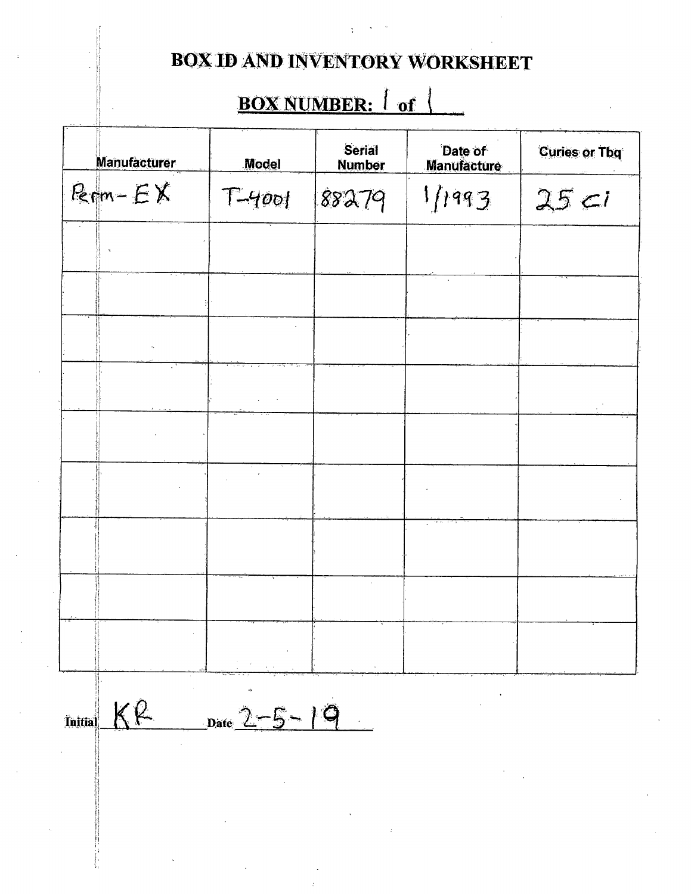# BOX ID AND INVENTORY WORKSHEET

## BOX NUMBER: 1 of 1

| Manufacturer | Model | Serial Number | Date of Manufacture | Curies or Tbq |
|---|---|---|---|---|
| Perm-EX | T-4001 | 88279 | 1/1993 | 25 ci |
| | | | | |
| | | | | |
| | | | | |
| | | | | |
| | | | | |
| | | | | |
| | | | | |
| | | | | |
| | | | | |

Initial KR Date 2-5-19